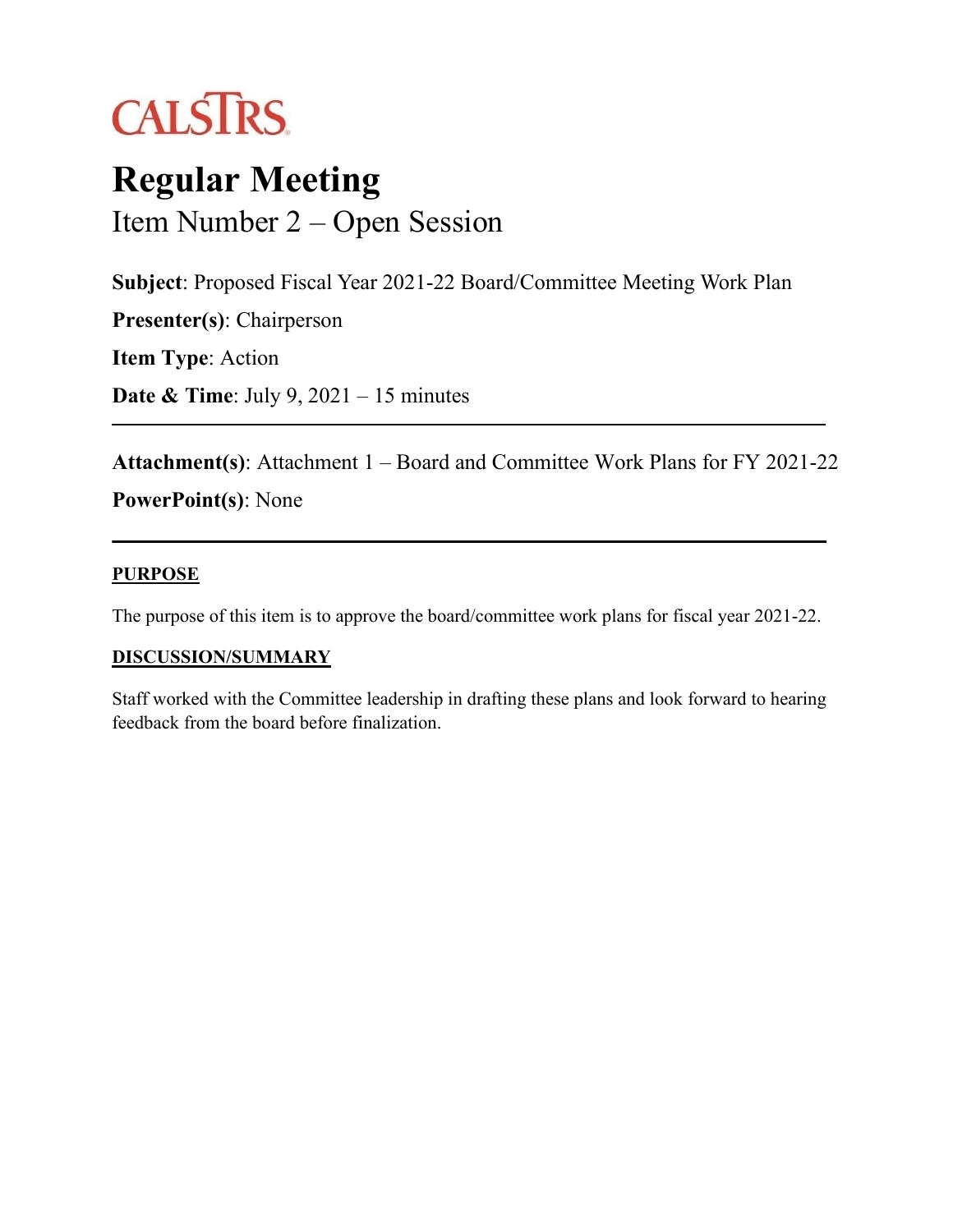CALSTRS

# Regular Meeting

## Item Number 2 – Open Session

**Subject**: Proposed Fiscal Year 2021-22 Board/Committee Meeting Work Plan

**Presenter(s)**: Chairperson

**Item Type**: Action

**Date & Time**: July 9, 2021 – 15 minutes

---

**Attachment(s)**: Attachment 1 – Board and Committee Work Plans for FY 2021-22

**PowerPoint(s)**: None

---

### PURPOSE

The purpose of this item is to approve the board/committee work plans for fiscal year 2021-22.

### DISCUSSION/SUMMARY

Staff worked with the Committee leadership in drafting these plans and look forward to hearing feedback from the board before finalization.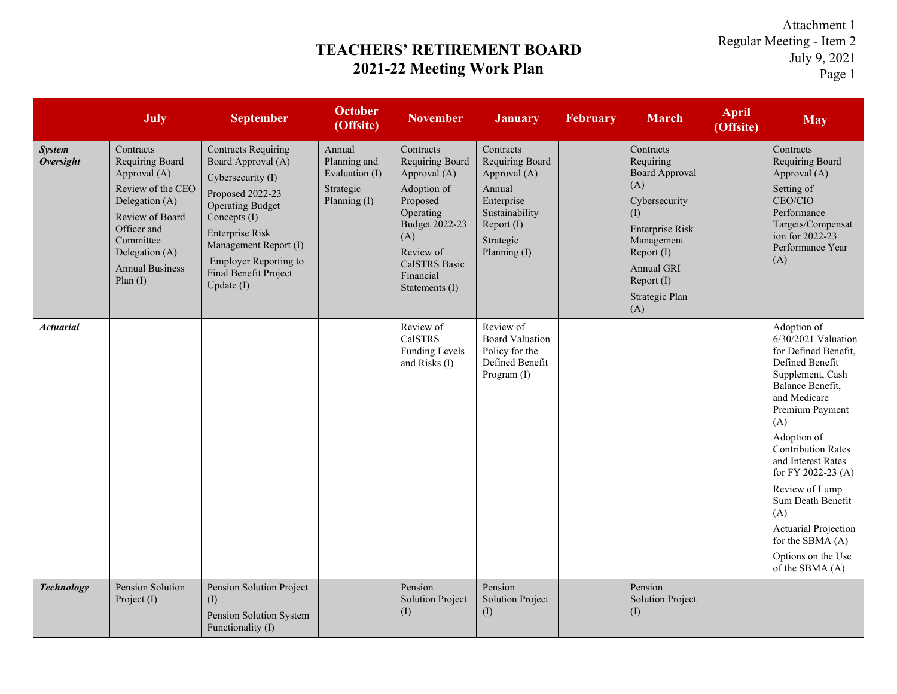Attachment 1
Regular Meeting - Item 2
July 9, 2021

# TEACHERS' RETIREMENT BOARD
## 2021-22 Meeting Work Plan

| | July | September | October (Offsite) | November | January | February | March | April (Offsite) | May |
|---|---|---|---|---|---|---|---|---|---|
| ***System Oversight*** | Contracts Requiring Board Approval (A)<br>Review of the CEO Delegation (A)<br>Review of Board Officer and Committee Delegation (A)<br>Annual Business Plan (I) | Contracts Requiring Board Approval (A)<br>Cybersecurity (I)<br>Proposed 2022-23 Operating Budget Concepts (I)<br>Enterprise Risk Management Report (I)<br>Employer Reporting to Final Benefit Project Update (I) | Annual Planning and Evaluation (I)<br>Strategic Planning (I) | Contracts Requiring Board Approval (A)<br>Adoption of Proposed Operating Budget 2022-23 (A)<br>Review of CalSTRS Basic Financial Statements (I) | Contracts Requiring Board Approval (A)<br>Annual Enterprise Sustainability Report (I)<br>Strategic Planning (I) | | Contracts Requiring Board Approval (A)<br>Cybersecurity (I)<br>Enterprise Risk Management Report (I)<br>Annual GRI Report (I)<br>Strategic Plan (A) | | Contracts Requiring Board Approval (A)<br>Setting of CEO/CIO Performance Targets/Compensation for 2022-23 Performance Year (A) |
| ***Actuarial*** | | | | Review of CalSTRS Funding Levels and Risks (I) | Review of Board Valuation Policy for the Defined Benefit Program (I) | | | | Adoption of 6/30/2021 Valuation for Defined Benefit, Defined Benefit Supplement, Cash Balance Benefit, and Medicare Premium Payment (A)<br>Adoption of Contribution Rates and Interest Rates for FY 2022-23 (A)<br>Review of Lump Sum Death Benefit (A)<br>Actuarial Projection for the SBMA (A)<br>Options on the Use of the SBMA (A) |
| ***Technology*** | Pension Solution Project (I) | Pension Solution Project (I)<br>Pension Solution System Functionality (I) | | Pension Solution Project (I) | Pension Solution Project (I) | | Pension Solution Project (I) | | |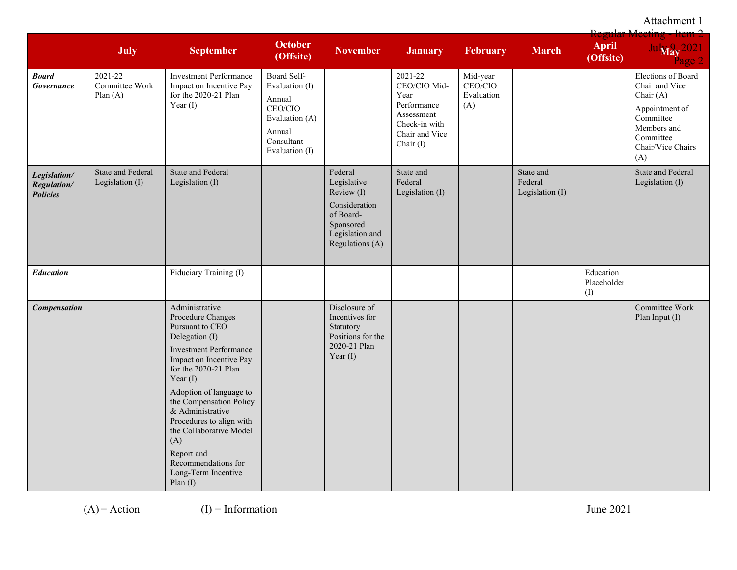| | July | September | October (Offsite) | November | January | February | March | April (Offsite) | May |
|---|---|---|---|---|---|---|---|---|---|
| ***Board Governance*** | 2021-22 Committee Work Plan (A) | Investment Performance Impact on Incentive Pay for the 2020-21 Plan Year (I) | Board Self-Evaluation (I)<br>Annual CEO/CIO Evaluation (A)<br>Annual Consultant Evaluation (I) | | 2021-22 CEO/CIO Mid-Year Performance Assessment Check-in with Chair and Vice Chair (I) | Mid-year CEO/CIO Evaluation (A) | | | Elections of Board Chair and Vice Chair (A)<br>Appointment of Committee Members and Committee Chair/Vice Chairs (A) |
| ***Legislation/ Regulation/ Policies*** | State and Federal Legislation (I) | State and Federal Legislation (I) | | Federal Legislative Review (I)<br>Consideration of Board-Sponsored Legislation and Regulations (A) | State and Federal Legislation (I) | | State and Federal Legislation (I) | | State and Federal Legislation (I) |
| ***Education*** | | Fiduciary Training (I) | | | | | | Education Placeholder (I) | |
| ***Compensation*** | | Administrative Procedure Changes Pursuant to CEO Delegation (I)<br>Investment Performance Impact on Incentive Pay for the 2020-21 Plan Year (I)<br>Adoption of language to the Compensation Policy & Administrative Procedures to align with the Collaborative Model (A)<br>Report and Recommendations for Long-Term Incentive Plan (I) | | Disclosure of Incentives for Statutory Positions for the 2020-21 Plan Year (I) | | | | | Committee Work Plan Input (I) |

(A) = Action (I) = Information

June 2021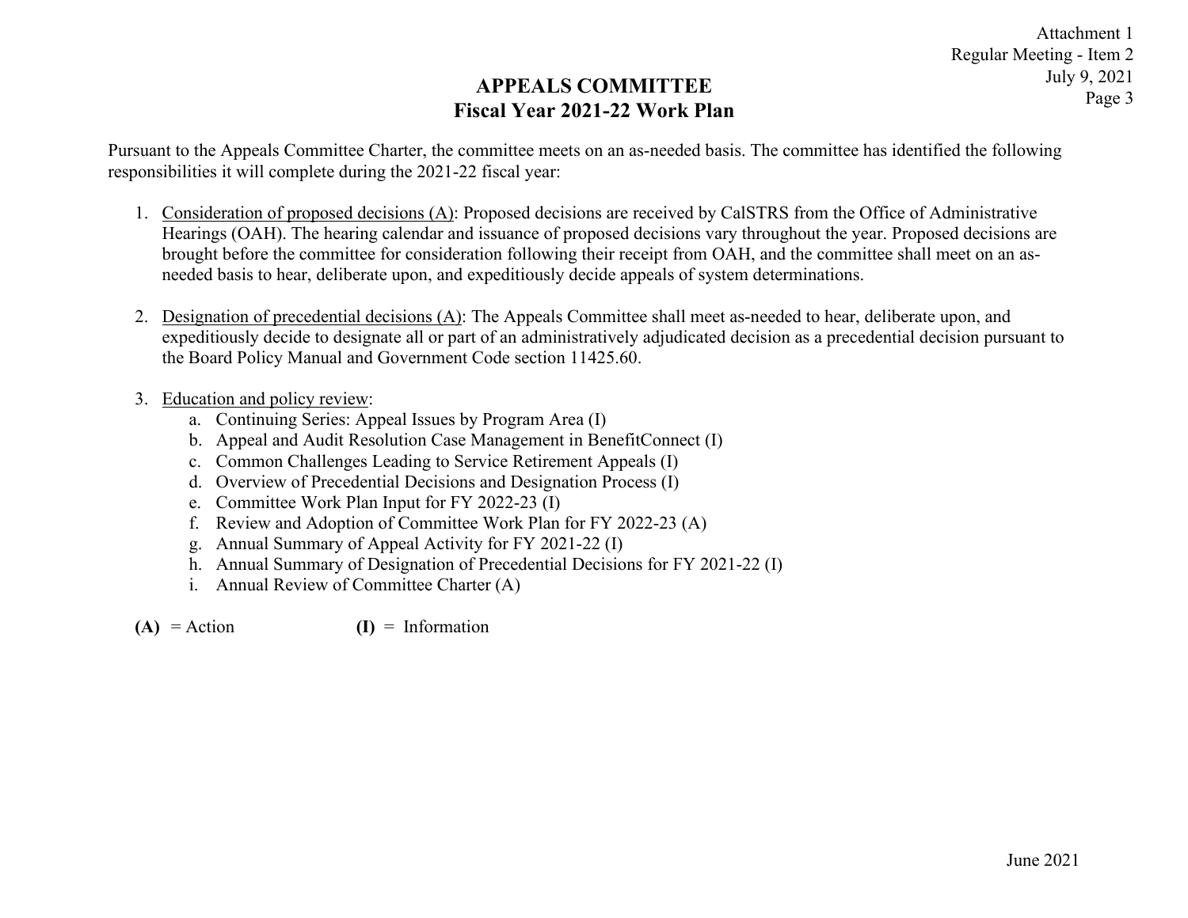# APPEALS COMMITTEE
## Fiscal Year 2021-22 Work Plan

Pursuant to the Appeals Committee Charter, the committee meets on an as-needed basis. The committee has identified the following responsibilities it will complete during the 2021-22 fiscal year:

1. Consideration of proposed decisions (A): Proposed decisions are received by CalSTRS from the Office of Administrative Hearings (OAH). The hearing calendar and issuance of proposed decisions vary throughout the year. Proposed decisions are brought before the committee for consideration following their receipt from OAH, and the committee shall meet on an as-needed basis to hear, deliberate upon, and expeditiously decide appeals of system determinations.

2. Designation of precedential decisions (A): The Appeals Committee shall meet as-needed to hear, deliberate upon, and expeditiously decide to designate all or part of an administratively adjudicated decision as a precedential decision pursuant to the Board Policy Manual and Government Code section 11425.60.

3. Education and policy review:
   a. Continuing Series: Appeal Issues by Program Area (I)
   b. Appeal and Audit Resolution Case Management in BenefitConnect (I)
   c. Common Challenges Leading to Service Retirement Appeals (I)
   d. Overview of Precedential Decisions and Designation Process (I)
   e. Committee Work Plan Input for FY 2022-23 (I)
   f. Review and Adoption of Committee Work Plan for FY 2022-23 (A)
   g. Annual Summary of Appeal Activity for FY 2021-22 (I)
   h. Annual Summary of Designation of Precedential Decisions for FY 2021-22 (I)
   i. Annual Review of Committee Charter (A)

**(A)** = Action **(I)** = Information

June 2021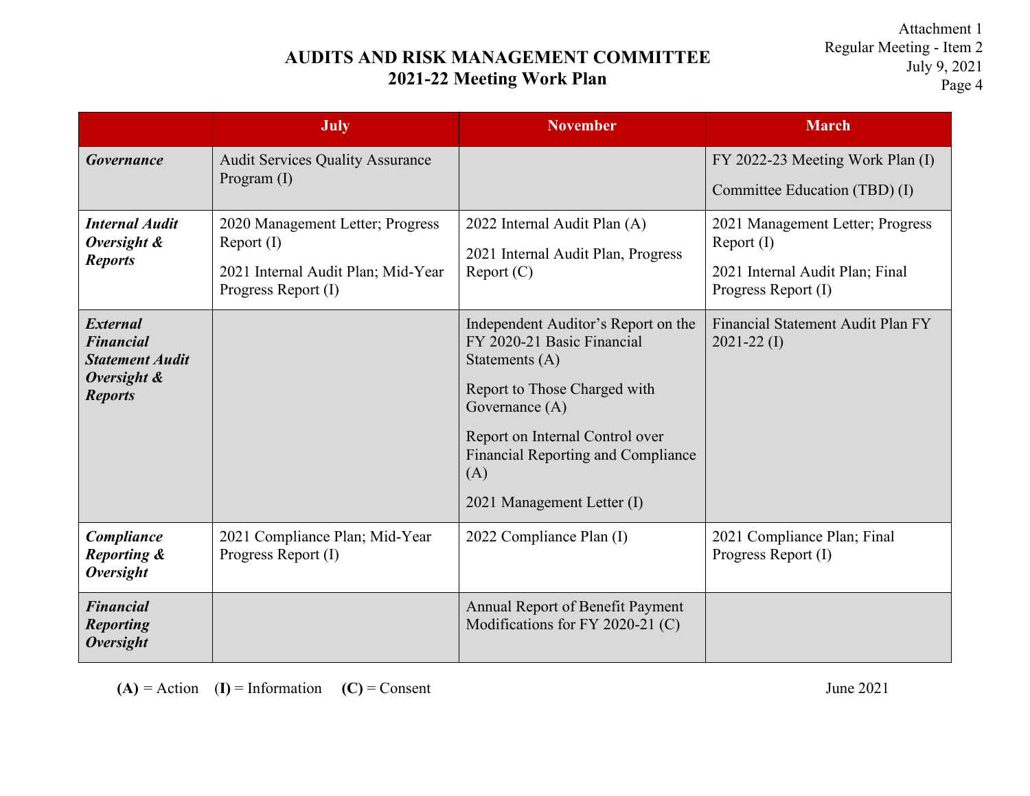Attachment 1
Regular Meeting - Item 2
July 9, 2021

# AUDITS AND RISK MANAGEMENT COMMITTEE
## 2021-22 Meeting Work Plan

| | July | November | March |
|---|---|---|---|
| ***Governance*** | Audit Services Quality Assurance Program (I) | | FY 2022-23 Meeting Work Plan (I)<br><br>Committee Education (TBD) (I) |
| ***Internal Audit Oversight & Reports*** | 2020 Management Letter; Progress Report (I)<br><br>2021 Internal Audit Plan; Mid-Year Progress Report (I) | 2022 Internal Audit Plan (A)<br><br>2021 Internal Audit Plan, Progress Report (C) | 2021 Management Letter; Progress Report (I)<br><br>2021 Internal Audit Plan; Final Progress Report (I) |
| ***External Financial Statement Audit Oversight & Reports*** | | Independent Auditor's Report on the FY 2020-21 Basic Financial Statements (A)<br><br>Report to Those Charged with Governance (A)<br><br>Report on Internal Control over Financial Reporting and Compliance (A)<br><br>2021 Management Letter (I) | Financial Statement Audit Plan FY 2021-22 (I) |
| ***Compliance Reporting & Oversight*** | 2021 Compliance Plan; Mid-Year Progress Report (I) | 2022 Compliance Plan (I) | 2021 Compliance Plan; Final Progress Report (I) |
| ***Financial Reporting Oversight*** | | Annual Report of Benefit Payment Modifications for FY 2020-21 (C) | |

**(A)** = Action **(I)** = Information **(C)** = Consent

June 2021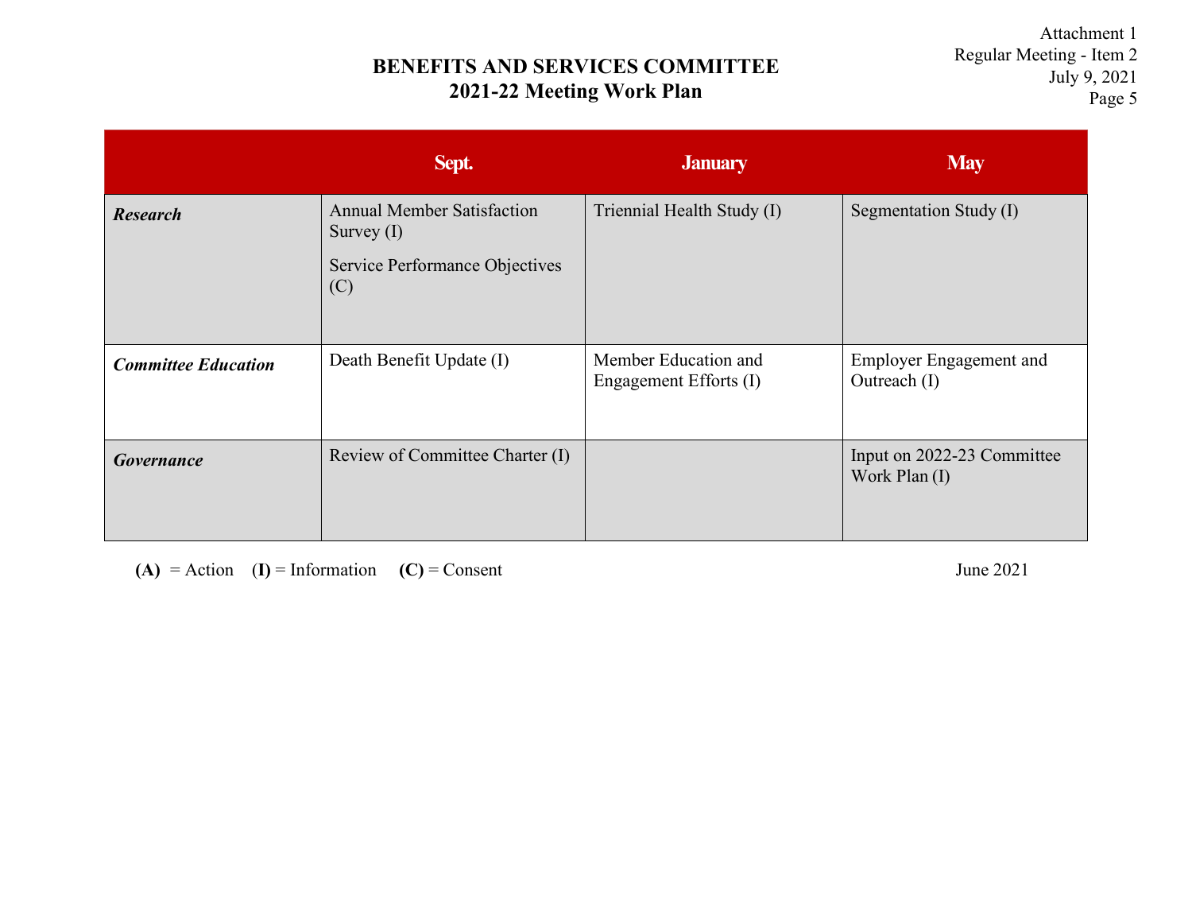Attachment 1
Regular Meeting - Item 2
July 9, 2021
Page 5

# BENEFITS AND SERVICES COMMITTEE
## 2021-22 Meeting Work Plan

| | Sept. | January | May |
|---|---|---|---|
| ***Research*** | Annual Member Satisfaction Survey (I)<br><br>Service Performance Objectives (C) | Triennial Health Study (I) | Segmentation Study (I) |
| ***Committee Education*** | Death Benefit Update (I) | Member Education and Engagement Efforts (I) | Employer Engagement and Outreach (I) |
| ***Governance*** | Review of Committee Charter (I) | | Input on 2022-23 Committee Work Plan (I) |

**(A)** = Action **(I)** = Information **(C)** = Consent

June 2021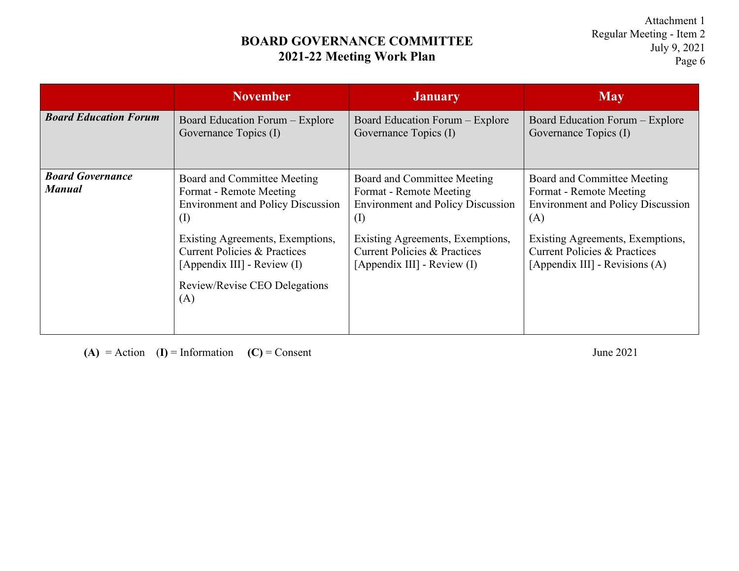Attachment 1
Regular Meeting - Item 2
July 9, 2021
Page 6

# BOARD GOVERNANCE COMMITTEE
## 2021-22 Meeting Work Plan

| | November | January | May |
|---|---|---|---|
| ***Board Education Forum*** | Board Education Forum – Explore Governance Topics (I) | Board Education Forum – Explore Governance Topics (I) | Board Education Forum – Explore Governance Topics (I) |
| ***Board Governance Manual*** | Board and Committee Meeting Format - Remote Meeting Environment and Policy Discussion (I)<br><br>Existing Agreements, Exemptions, Current Policies & Practices [Appendix III] - Review (I)<br><br>Review/Revise CEO Delegations (A) | Board and Committee Meeting Format - Remote Meeting Environment and Policy Discussion (I)<br><br>Existing Agreements, Exemptions, Current Policies & Practices [Appendix III] - Review (I) | Board and Committee Meeting Format - Remote Meeting Environment and Policy Discussion (A)<br><br>Existing Agreements, Exemptions, Current Policies & Practices [Appendix III] - Revisions (A) |

**(A)** = Action **(I)** = Information **(C)** = Consent

June 2021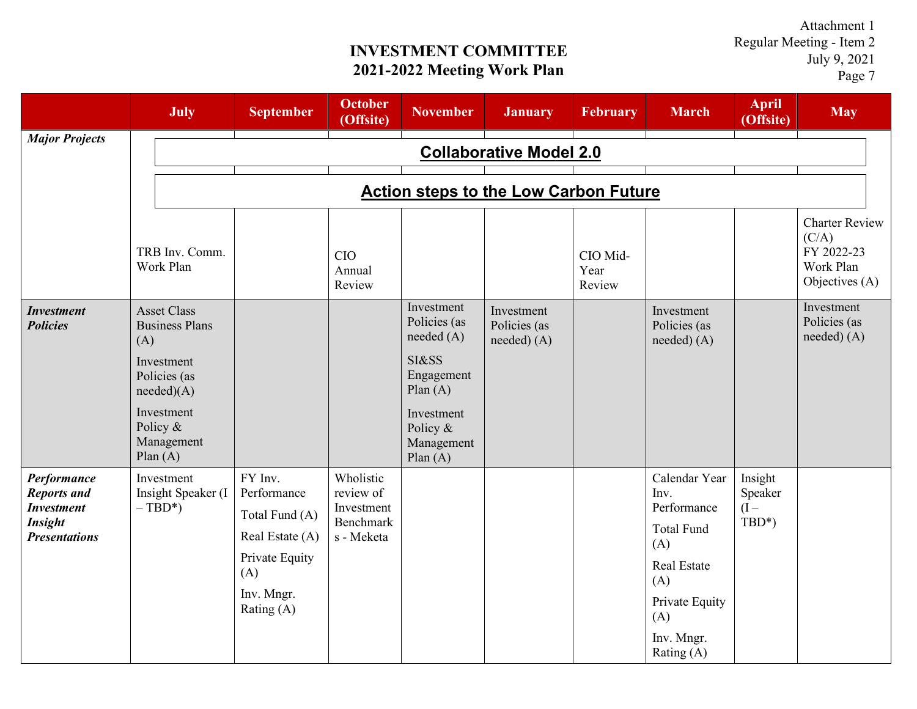Attachment 1
Regular Meeting - Item 2
July 9, 2021

# INVESTMENT COMMITTEE
## 2021-2022 Meeting Work Plan

| | July | September | October (Offsite) | November | January | February | March | April (Offsite) | May |
|---|---|---|---|---|---|---|---|---|---|
| ***Major Projects*** | **Collaborative Model 2.0** | | | | | | | | |
| | **Action steps to the Low Carbon Future** | | | | | | | | |
| | TRB Inv. Comm. Work Plan | | CIO Annual Review | | | CIO Mid-Year Review | | | Charter Review (C/A)<br>FY 2022-23 Work Plan Objectives (A) |
| ***Investment Policies*** | Asset Class Business Plans (A)<br>Investment Policies (as needed)(A)<br>Investment Policy & Management Plan (A) | | | Investment Policies (as needed) (A)<br>SI&SS Engagement Plan (A)<br>Investment Policy & Management Plan (A) | Investment Policies (as needed) (A) | | Investment Policies (as needed) (A) | | Investment Policies (as needed) (A) |
| ***Performance Reports and Investment Insight Presentations*** | Investment Insight Speaker (I – TBD*) | FY Inv. Performance<br>Total Fund (A)<br>Real Estate (A)<br>Private Equity (A)<br>Inv. Mngr. Rating (A) | Wholistic review of Investment Benchmarks - Meketa | | | | Calendar Year Inv. Performance<br>Total Fund (A)<br>Real Estate (A)<br>Private Equity (A)<br>Inv. Mngr. Rating (A) | Insight Speaker (I – TBD*) | |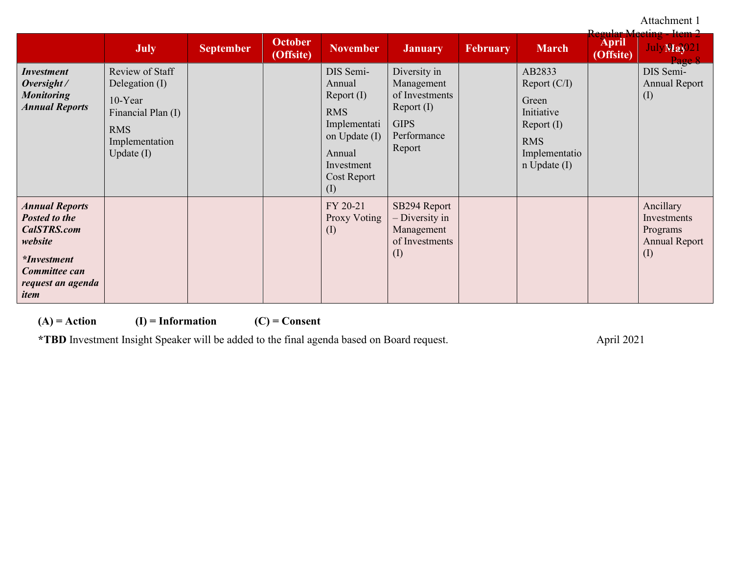| | July | September | October (Offsite) | November | January | February | March | April (Offsite) | May |
|---|---|---|---|---|---|---|---|---|---|
| ***Investment Oversight / Monitoring Annual Reports*** | Review of Staff Delegation (I) 10-Year Financial Plan (I) RMS Implementation Update (I) | | | DIS Semi-Annual Report (I) RMS Implementation Update (I) Annual Investment Cost Report (I) | Diversity in Management of Investments Report (I) GIPS Performance Report | | AB2833 Report (C/I) Green Initiative Report (I) RMS Implementation Update (I) | | DIS Semi-Annual Report (I) |
| ***Annual Reports Posted to the CalSTRS.com website*** ***\*Investment Committee can request an agenda item*** | | | | FY 20-21 Proxy Voting (I) | SB294 Report – Diversity in Management of Investments (I) | | | | Ancillary Investments Programs Annual Report (I) |

**(A) = Action** **(I) = Information** **(C) = Consent**

***TBD** Investment Insight Speaker will be added to the final agenda based on Board request.

April 2021